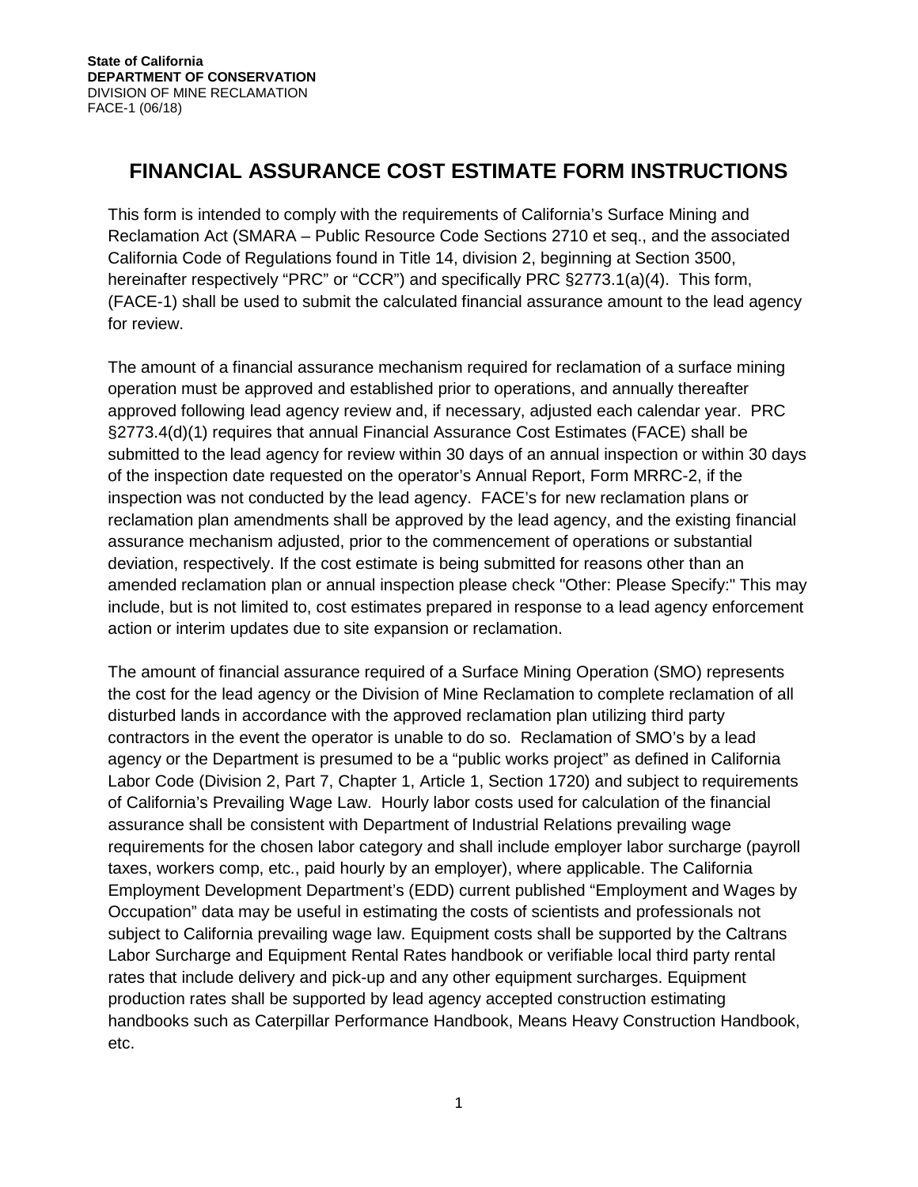**State of California**
**DEPARTMENT OF CONSERVATION**
DIVISION OF MINE RECLAMATION
FACE-1 (06/18)

# FINANCIAL ASSURANCE COST ESTIMATE FORM INSTRUCTIONS

This form is intended to comply with the requirements of California's Surface Mining and Reclamation Act (SMARA – Public Resource Code Sections 2710 et seq., and the associated California Code of Regulations found in Title 14, division 2, beginning at Section 3500, hereinafter respectively "PRC" or "CCR") and specifically PRC §2773.1(a)(4). This form, (FACE-1) shall be used to submit the calculated financial assurance amount to the lead agency for review.

The amount of a financial assurance mechanism required for reclamation of a surface mining operation must be approved and established prior to operations, and annually thereafter approved following lead agency review and, if necessary, adjusted each calendar year. PRC §2773.4(d)(1) requires that annual Financial Assurance Cost Estimates (FACE) shall be submitted to the lead agency for review within 30 days of an annual inspection or within 30 days of the inspection date requested on the operator's Annual Report, Form MRRC-2, if the inspection was not conducted by the lead agency. FACE's for new reclamation plans or reclamation plan amendments shall be approved by the lead agency, and the existing financial assurance mechanism adjusted, prior to the commencement of operations or substantial deviation, respectively. If the cost estimate is being submitted for reasons other than an amended reclamation plan or annual inspection please check "Other: Please Specify:" This may include, but is not limited to, cost estimates prepared in response to a lead agency enforcement action or interim updates due to site expansion or reclamation.

The amount of financial assurance required of a Surface Mining Operation (SMO) represents the cost for the lead agency or the Division of Mine Reclamation to complete reclamation of all disturbed lands in accordance with the approved reclamation plan utilizing third party contractors in the event the operator is unable to do so. Reclamation of SMO's by a lead agency or the Department is presumed to be a "public works project" as defined in California Labor Code (Division 2, Part 7, Chapter 1, Article 1, Section 1720) and subject to requirements of California's Prevailing Wage Law. Hourly labor costs used for calculation of the financial assurance shall be consistent with Department of Industrial Relations prevailing wage requirements for the chosen labor category and shall include employer labor surcharge (payroll taxes, workers comp, etc., paid hourly by an employer), where applicable. The California Employment Development Department's (EDD) current published "Employment and Wages by Occupation" data may be useful in estimating the costs of scientists and professionals not subject to California prevailing wage law. Equipment costs shall be supported by the Caltrans Labor Surcharge and Equipment Rental Rates handbook or verifiable local third party rental rates that include delivery and pick-up and any other equipment surcharges. Equipment production rates shall be supported by lead agency accepted construction estimating handbooks such as Caterpillar Performance Handbook, Means Heavy Construction Handbook, etc.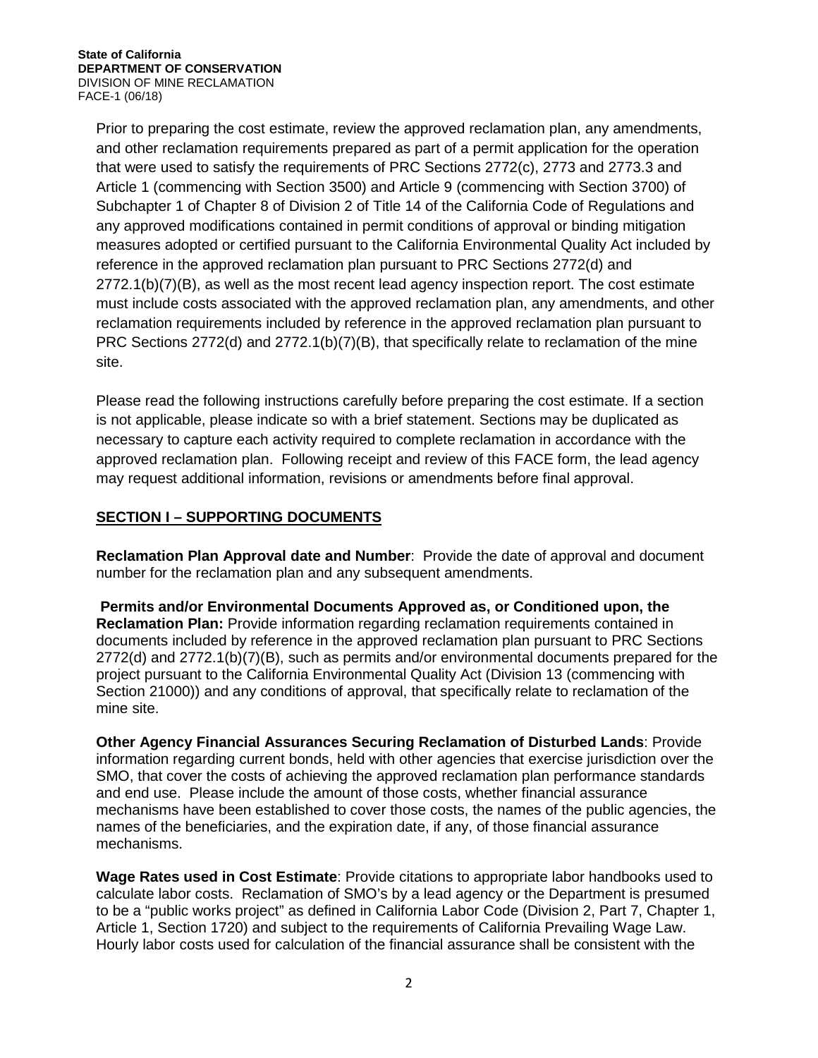Prior to preparing the cost estimate, review the approved reclamation plan, any amendments, and other reclamation requirements prepared as part of a permit application for the operation that were used to satisfy the requirements of PRC Sections 2772(c), 2773 and 2773.3 and Article 1 (commencing with Section 3500) and Article 9 (commencing with Section 3700) of Subchapter 1 of Chapter 8 of Division 2 of Title 14 of the California Code of Regulations and any approved modifications contained in permit conditions of approval or binding mitigation measures adopted or certified pursuant to the California Environmental Quality Act included by reference in the approved reclamation plan pursuant to PRC Sections 2772(d) and 2772.1(b)(7)(B), as well as the most recent lead agency inspection report. The cost estimate must include costs associated with the approved reclamation plan, any amendments, and other reclamation requirements included by reference in the approved reclamation plan pursuant to PRC Sections 2772(d) and 2772.1(b)(7)(B), that specifically relate to reclamation of the mine site.

Please read the following instructions carefully before preparing the cost estimate. If a section is not applicable, please indicate so with a brief statement. Sections may be duplicated as necessary to capture each activity required to complete reclamation in accordance with the approved reclamation plan. Following receipt and review of this FACE form, the lead agency may request additional information, revisions or amendments before final approval.

## SECTION I – SUPPORTING DOCUMENTS

**Reclamation Plan Approval date and Number**: Provide the date of approval and document number for the reclamation plan and any subsequent amendments.

**Permits and/or Environmental Documents Approved as, or Conditioned upon, the Reclamation Plan:** Provide information regarding reclamation requirements contained in documents included by reference in the approved reclamation plan pursuant to PRC Sections 2772(d) and 2772.1(b)(7)(B), such as permits and/or environmental documents prepared for the project pursuant to the California Environmental Quality Act (Division 13 (commencing with Section 21000)) and any conditions of approval, that specifically relate to reclamation of the mine site.

**Other Agency Financial Assurances Securing Reclamation of Disturbed Lands**: Provide information regarding current bonds, held with other agencies that exercise jurisdiction over the SMO, that cover the costs of achieving the approved reclamation plan performance standards and end use. Please include the amount of those costs, whether financial assurance mechanisms have been established to cover those costs, the names of the public agencies, the names of the beneficiaries, and the expiration date, if any, of those financial assurance mechanisms.

**Wage Rates used in Cost Estimate**: Provide citations to appropriate labor handbooks used to calculate labor costs. Reclamation of SMO's by a lead agency or the Department is presumed to be a "public works project" as defined in California Labor Code (Division 2, Part 7, Chapter 1, Article 1, Section 1720) and subject to the requirements of California Prevailing Wage Law. Hourly labor costs used for calculation of the financial assurance shall be consistent with the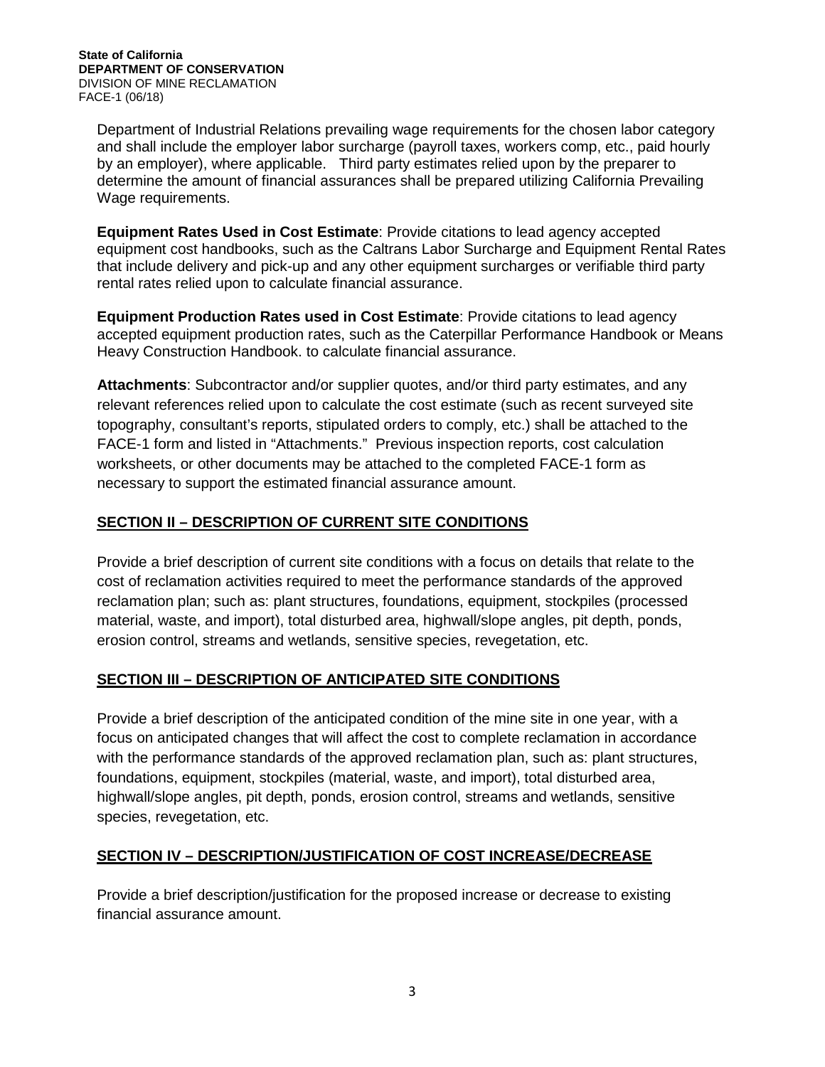Department of Industrial Relations prevailing wage requirements for the chosen labor category and shall include the employer labor surcharge (payroll taxes, workers comp, etc., paid hourly by an employer), where applicable. Third party estimates relied upon by the preparer to determine the amount of financial assurances shall be prepared utilizing California Prevailing Wage requirements.

**Equipment Rates Used in Cost Estimate**: Provide citations to lead agency accepted equipment cost handbooks, such as the Caltrans Labor Surcharge and Equipment Rental Rates that include delivery and pick-up and any other equipment surcharges or verifiable third party rental rates relied upon to calculate financial assurance.

**Equipment Production Rates used in Cost Estimate**: Provide citations to lead agency accepted equipment production rates, such as the Caterpillar Performance Handbook or Means Heavy Construction Handbook. to calculate financial assurance.

**Attachments**: Subcontractor and/or supplier quotes, and/or third party estimates, and any relevant references relied upon to calculate the cost estimate (such as recent surveyed site topography, consultant's reports, stipulated orders to comply, etc.) shall be attached to the FACE-1 form and listed in "Attachments." Previous inspection reports, cost calculation worksheets, or other documents may be attached to the completed FACE-1 form as necessary to support the estimated financial assurance amount.

## SECTION II – DESCRIPTION OF CURRENT SITE CONDITIONS

Provide a brief description of current site conditions with a focus on details that relate to the cost of reclamation activities required to meet the performance standards of the approved reclamation plan; such as: plant structures, foundations, equipment, stockpiles (processed material, waste, and import), total disturbed area, highwall/slope angles, pit depth, ponds, erosion control, streams and wetlands, sensitive species, revegetation, etc.

## SECTION III – DESCRIPTION OF ANTICIPATED SITE CONDITIONS

Provide a brief description of the anticipated condition of the mine site in one year, with a focus on anticipated changes that will affect the cost to complete reclamation in accordance with the performance standards of the approved reclamation plan, such as: plant structures, foundations, equipment, stockpiles (material, waste, and import), total disturbed area, highwall/slope angles, pit depth, ponds, erosion control, streams and wetlands, sensitive species, revegetation, etc.

## SECTION IV – DESCRIPTION/JUSTIFICATION OF COST INCREASE/DECREASE

Provide a brief description/justification for the proposed increase or decrease to existing financial assurance amount.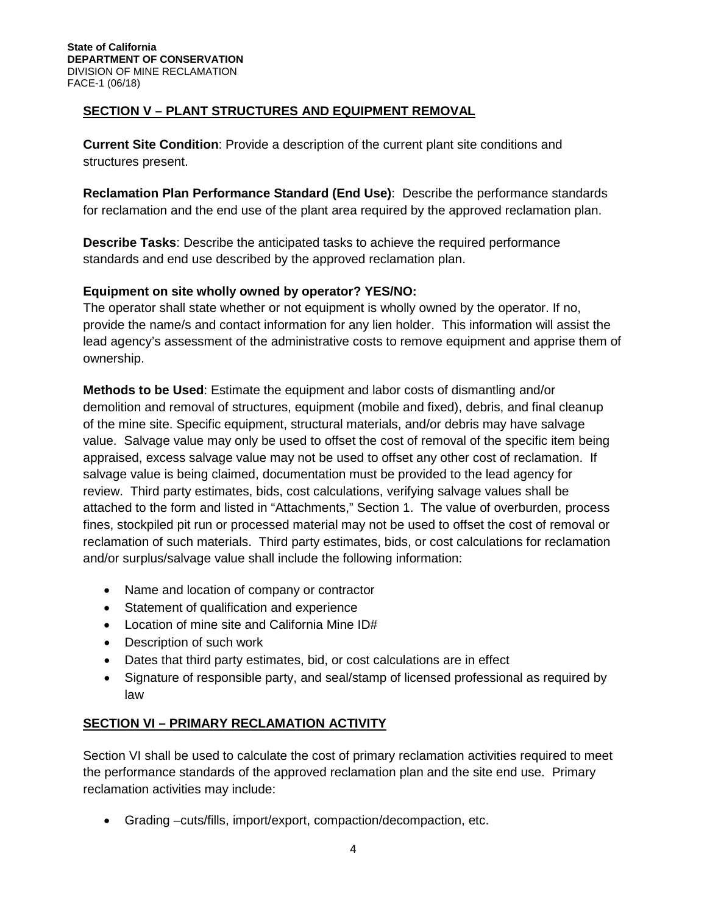## SECTION V – PLANT STRUCTURES AND EQUIPMENT REMOVAL

**Current Site Condition**: Provide a description of the current plant site conditions and structures present.

**Reclamation Plan Performance Standard (End Use)**: Describe the performance standards for reclamation and the end use of the plant area required by the approved reclamation plan.

**Describe Tasks**: Describe the anticipated tasks to achieve the required performance standards and end use described by the approved reclamation plan.

**Equipment on site wholly owned by operator? YES/NO:**
The operator shall state whether or not equipment is wholly owned by the operator. If no, provide the name/s and contact information for any lien holder. This information will assist the lead agency's assessment of the administrative costs to remove equipment and apprise them of ownership.

**Methods to be Used**: Estimate the equipment and labor costs of dismantling and/or demolition and removal of structures, equipment (mobile and fixed), debris, and final cleanup of the mine site. Specific equipment, structural materials, and/or debris may have salvage value. Salvage value may only be used to offset the cost of removal of the specific item being appraised, excess salvage value may not be used to offset any other cost of reclamation. If salvage value is being claimed, documentation must be provided to the lead agency for review. Third party estimates, bids, cost calculations, verifying salvage values shall be attached to the form and listed in "Attachments," Section 1. The value of overburden, process fines, stockpiled pit run or processed material may not be used to offset the cost of removal or reclamation of such materials. Third party estimates, bids, or cost calculations for reclamation and/or surplus/salvage value shall include the following information:

- Name and location of company or contractor
- Statement of qualification and experience
- Location of mine site and California Mine ID#
- Description of such work
- Dates that third party estimates, bid, or cost calculations are in effect
- Signature of responsible party, and seal/stamp of licensed professional as required by law

## SECTION VI – PRIMARY RECLAMATION ACTIVITY

Section VI shall be used to calculate the cost of primary reclamation activities required to meet the performance standards of the approved reclamation plan and the site end use. Primary reclamation activities may include:

- Grading –cuts/fills, import/export, compaction/decompaction, etc.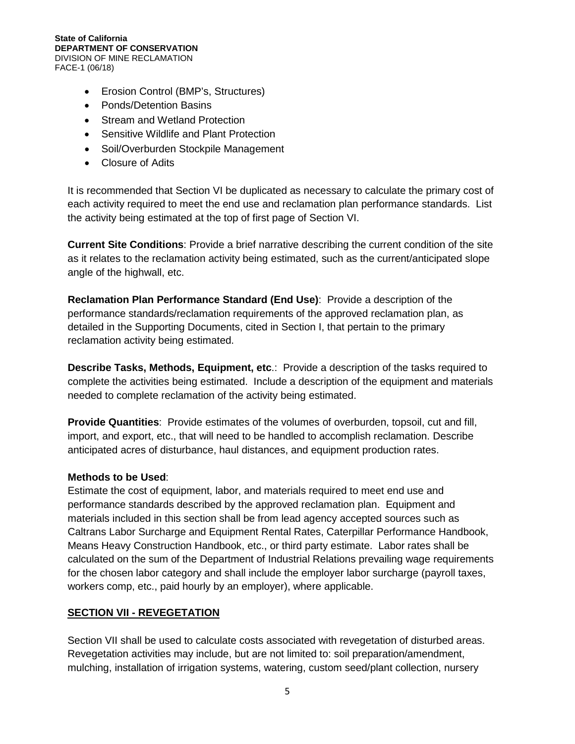- Erosion Control (BMP's, Structures)
- Ponds/Detention Basins
- Stream and Wetland Protection
- Sensitive Wildlife and Plant Protection
- Soil/Overburden Stockpile Management
- Closure of Adits

It is recommended that Section VI be duplicated as necessary to calculate the primary cost of each activity required to meet the end use and reclamation plan performance standards. List the activity being estimated at the top of first page of Section VI.

**Current Site Conditions**: Provide a brief narrative describing the current condition of the site as it relates to the reclamation activity being estimated, such as the current/anticipated slope angle of the highwall, etc.

**Reclamation Plan Performance Standard (End Use)**: Provide a description of the performance standards/reclamation requirements of the approved reclamation plan, as detailed in the Supporting Documents, cited in Section I, that pertain to the primary reclamation activity being estimated.

**Describe Tasks, Methods, Equipment, etc**.: Provide a description of the tasks required to complete the activities being estimated. Include a description of the equipment and materials needed to complete reclamation of the activity being estimated.

**Provide Quantities**: Provide estimates of the volumes of overburden, topsoil, cut and fill, import, and export, etc., that will need to be handled to accomplish reclamation. Describe anticipated acres of disturbance, haul distances, and equipment production rates.

**Methods to be Used**:
Estimate the cost of equipment, labor, and materials required to meet end use and performance standards described by the approved reclamation plan. Equipment and materials included in this section shall be from lead agency accepted sources such as Caltrans Labor Surcharge and Equipment Rental Rates, Caterpillar Performance Handbook, Means Heavy Construction Handbook, etc., or third party estimate. Labor rates shall be calculated on the sum of the Department of Industrial Relations prevailing wage requirements for the chosen labor category and shall include the employer labor surcharge (payroll taxes, workers comp, etc., paid hourly by an employer), where applicable.

## SECTION VII - REVEGETATION

Section VII shall be used to calculate costs associated with revegetation of disturbed areas. Revegetation activities may include, but are not limited to: soil preparation/amendment, mulching, installation of irrigation systems, watering, custom seed/plant collection, nursery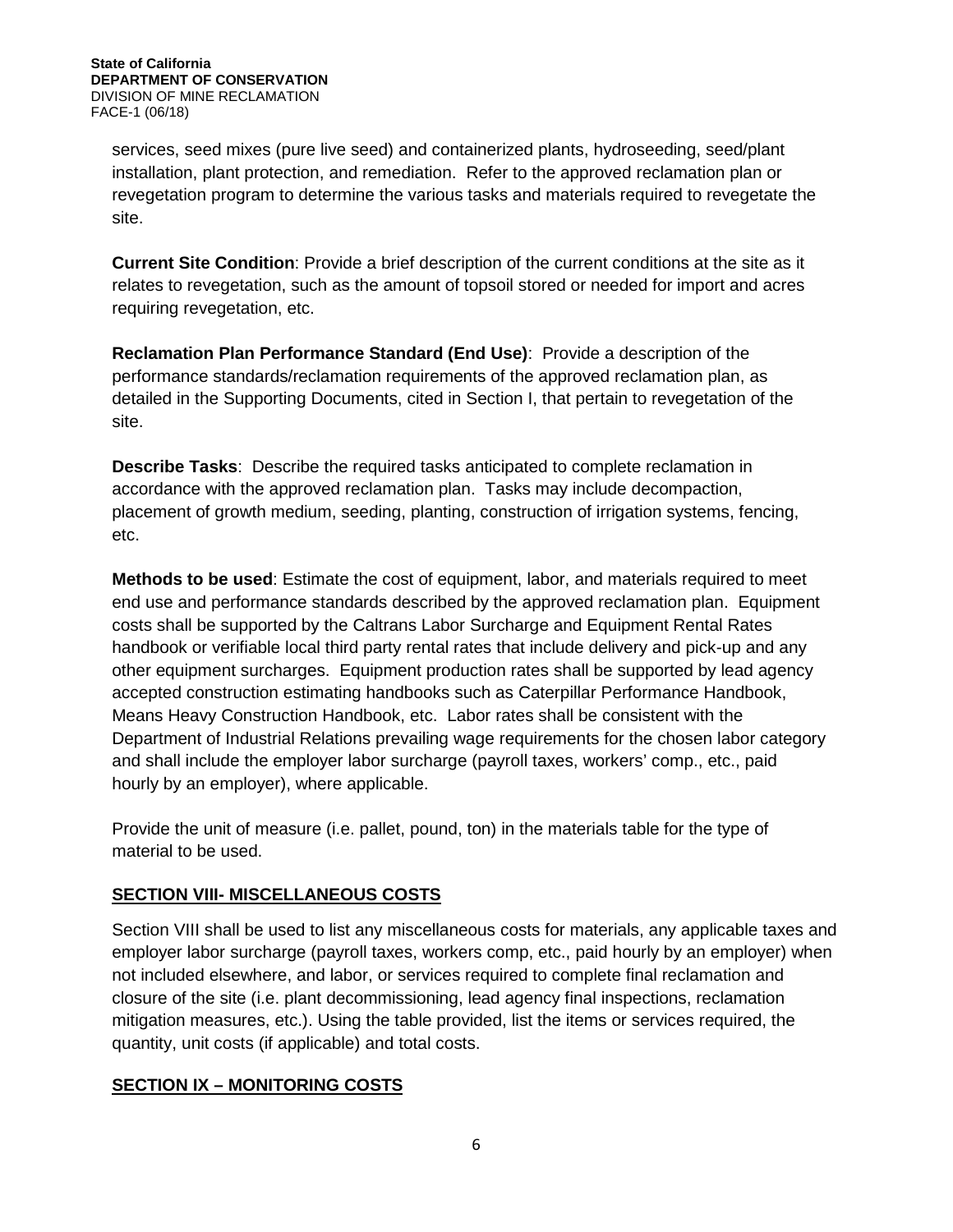services, seed mixes (pure live seed) and containerized plants, hydroseeding, seed/plant installation, plant protection, and remediation. Refer to the approved reclamation plan or revegetation program to determine the various tasks and materials required to revegetate the site.

**Current Site Condition**: Provide a brief description of the current conditions at the site as it relates to revegetation, such as the amount of topsoil stored or needed for import and acres requiring revegetation, etc.

**Reclamation Plan Performance Standard (End Use)**: Provide a description of the performance standards/reclamation requirements of the approved reclamation plan, as detailed in the Supporting Documents, cited in Section I, that pertain to revegetation of the site.

**Describe Tasks**: Describe the required tasks anticipated to complete reclamation in accordance with the approved reclamation plan. Tasks may include decompaction, placement of growth medium, seeding, planting, construction of irrigation systems, fencing, etc.

**Methods to be used**: Estimate the cost of equipment, labor, and materials required to meet end use and performance standards described by the approved reclamation plan. Equipment costs shall be supported by the Caltrans Labor Surcharge and Equipment Rental Rates handbook or verifiable local third party rental rates that include delivery and pick-up and any other equipment surcharges. Equipment production rates shall be supported by lead agency accepted construction estimating handbooks such as Caterpillar Performance Handbook, Means Heavy Construction Handbook, etc. Labor rates shall be consistent with the Department of Industrial Relations prevailing wage requirements for the chosen labor category and shall include the employer labor surcharge (payroll taxes, workers' comp., etc., paid hourly by an employer), where applicable.

Provide the unit of measure (i.e. pallet, pound, ton) in the materials table for the type of material to be used.

## SECTION VIII- MISCELLANEOUS COSTS

Section VIII shall be used to list any miscellaneous costs for materials, any applicable taxes and employer labor surcharge (payroll taxes, workers comp, etc., paid hourly by an employer) when not included elsewhere, and labor, or services required to complete final reclamation and closure of the site (i.e. plant decommissioning, lead agency final inspections, reclamation mitigation measures, etc.). Using the table provided, list the items or services required, the quantity, unit costs (if applicable) and total costs.

## SECTION IX – MONITORING COSTS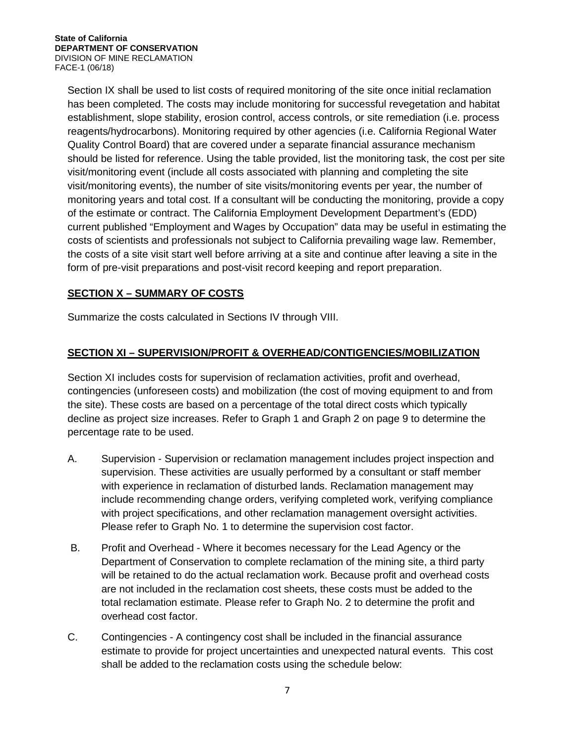Section IX shall be used to list costs of required monitoring of the site once initial reclamation has been completed. The costs may include monitoring for successful revegetation and habitat establishment, slope stability, erosion control, access controls, or site remediation (i.e. process reagents/hydrocarbons). Monitoring required by other agencies (i.e. California Regional Water Quality Control Board) that are covered under a separate financial assurance mechanism should be listed for reference. Using the table provided, list the monitoring task, the cost per site visit/monitoring event (include all costs associated with planning and completing the site visit/monitoring events), the number of site visits/monitoring events per year, the number of monitoring years and total cost. If a consultant will be conducting the monitoring, provide a copy of the estimate or contract. The California Employment Development Department's (EDD) current published "Employment and Wages by Occupation" data may be useful in estimating the costs of scientists and professionals not subject to California prevailing wage law. Remember, the costs of a site visit start well before arriving at a site and continue after leaving a site in the form of pre-visit preparations and post-visit record keeping and report preparation.

## SECTION X – SUMMARY OF COSTS

Summarize the costs calculated in Sections IV through VIII.

## SECTION XI – SUPERVISION/PROFIT & OVERHEAD/CONTIGENCIES/MOBILIZATION

Section XI includes costs for supervision of reclamation activities, profit and overhead, contingencies (unforeseen costs) and mobilization (the cost of moving equipment to and from the site). These costs are based on a percentage of the total direct costs which typically decline as project size increases. Refer to Graph 1 and Graph 2 on page 9 to determine the percentage rate to be used.

A. Supervision - Supervision or reclamation management includes project inspection and supervision. These activities are usually performed by a consultant or staff member with experience in reclamation of disturbed lands. Reclamation management may include recommending change orders, verifying completed work, verifying compliance with project specifications, and other reclamation management oversight activities. Please refer to Graph No. 1 to determine the supervision cost factor.

B. Profit and Overhead - Where it becomes necessary for the Lead Agency or the Department of Conservation to complete reclamation of the mining site, a third party will be retained to do the actual reclamation work. Because profit and overhead costs are not included in the reclamation cost sheets, these costs must be added to the total reclamation estimate. Please refer to Graph No. 2 to determine the profit and overhead cost factor.

C. Contingencies - A contingency cost shall be included in the financial assurance estimate to provide for project uncertainties and unexpected natural events. This cost shall be added to the reclamation costs using the schedule below: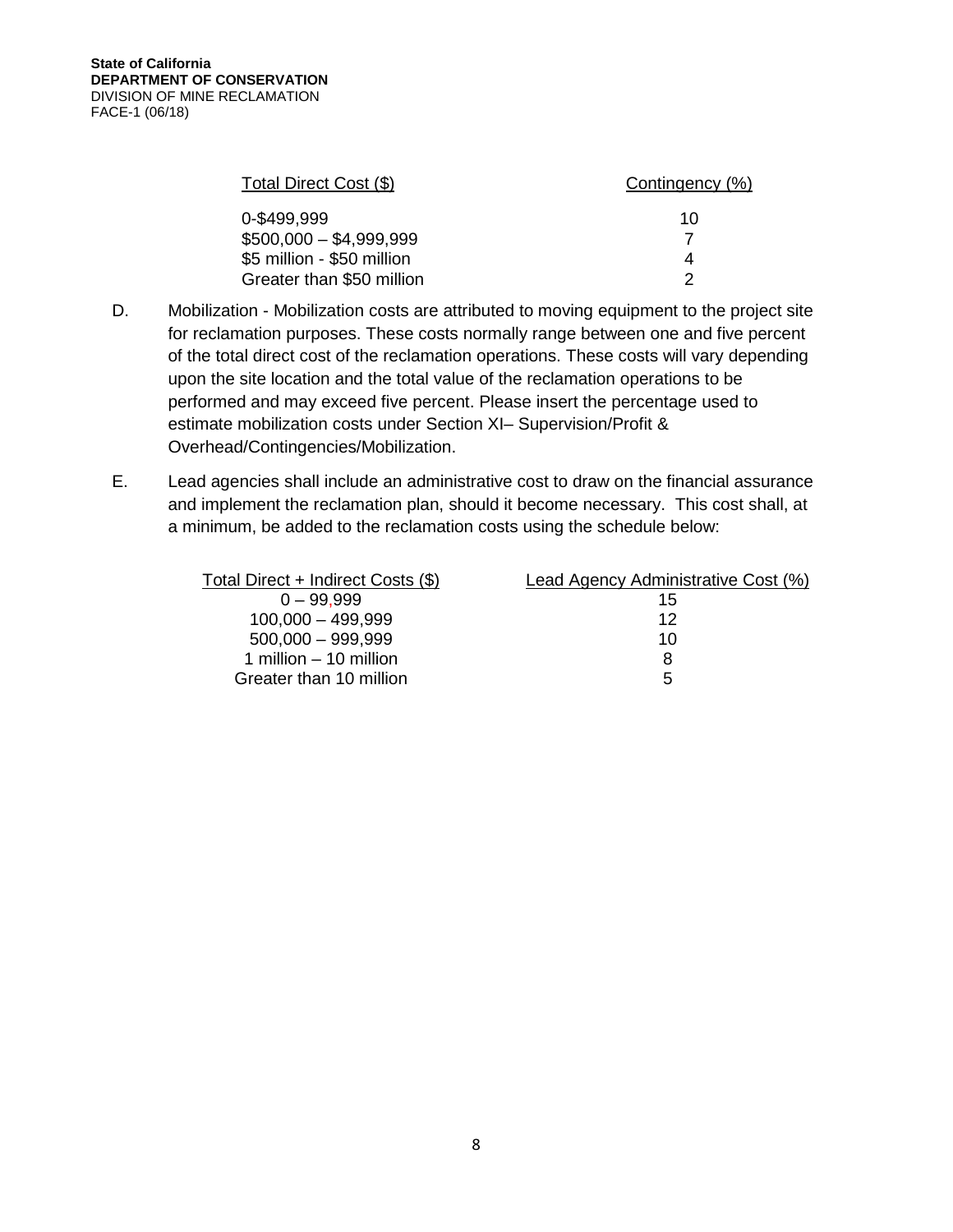| Total Direct Cost ($) | Contingency (%) |
| --- | --- |
| 0-$499,999 | 10 |
| $500,000 – $4,999,999 | 7 |
| $5 million - $50 million | 4 |
| Greater than $50 million | 2 |

D. Mobilization - Mobilization costs are attributed to moving equipment to the project site for reclamation purposes. These costs normally range between one and five percent of the total direct cost of the reclamation operations. These costs will vary depending upon the site location and the total value of the reclamation operations to be performed and may exceed five percent. Please insert the percentage used to estimate mobilization costs under Section XI– Supervision/Profit & Overhead/Contingencies/Mobilization.

E. Lead agencies shall include an administrative cost to draw on the financial assurance and implement the reclamation plan, should it become necessary. This cost shall, at a minimum, be added to the reclamation costs using the schedule below:

| Total Direct + Indirect Costs ($) | Lead Agency Administrative Cost (%) |
| --- | --- |
| 0 – 99,999 | 15 |
| 100,000 – 499,999 | 12 |
| 500,000 – 999,999 | 10 |
| 1 million – 10 million | 8 |
| Greater than 10 million | 5 |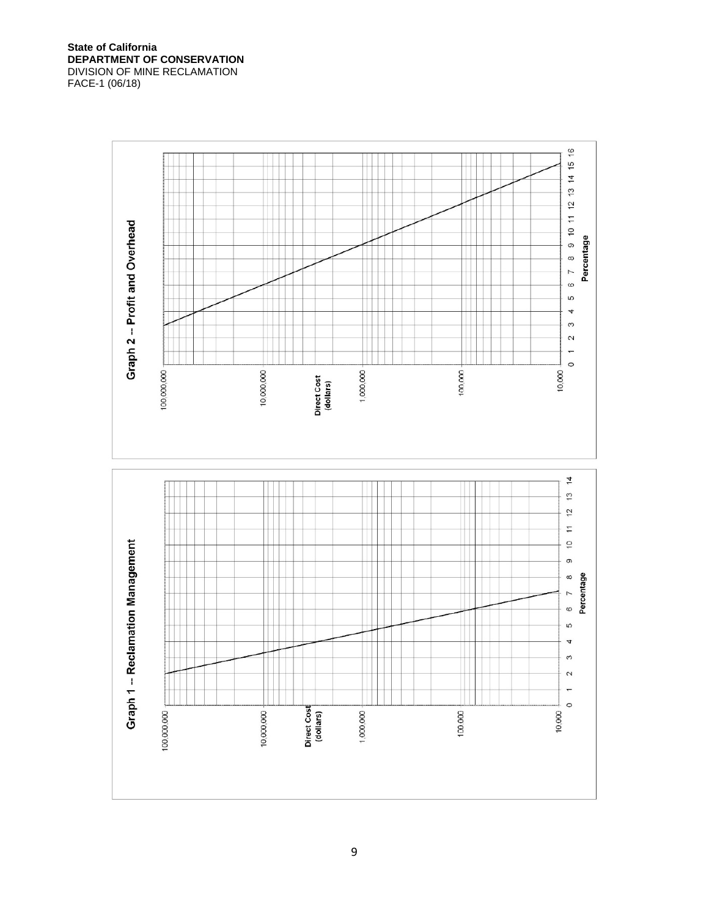State of California
**DEPARTMENT OF CONSERVATION**
DIVISION OF MINE RECLAMATION
FACE-1 (06/18)

**Graph 2 -- Profit and Overhead**

100,000,000
10,000,000
Direct Cost (dollars)
1,000,000
100,000
10,000

0 1 2 3 4 5 6 7 8 9 10 11 12 13 14 15 16
Percentage

**Graph 1 -- Reclamation Management**

100,000,000
10,000,000
Direct Cost (dollars)
1,000,000
100,000
10,000

0 1 2 3 4 5 6 7 8 9 10 11 12 13 14
Percentage